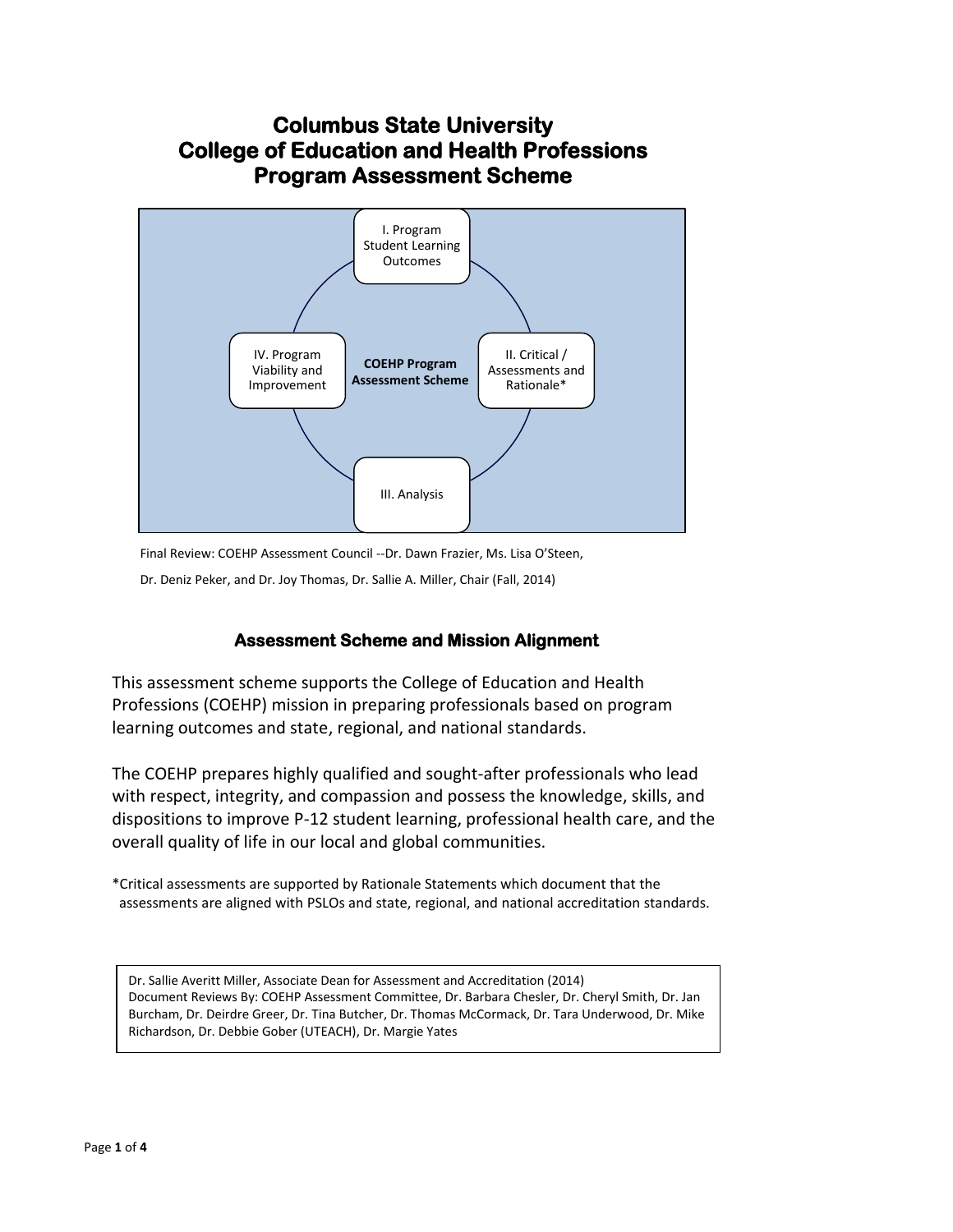# Columbus State University
# College of Education and Health Professions
# Program Assessment Scheme

I. Program Student Learning Outcomes

II. Critical / Assessments and Rationale*

III. Analysis

IV. Program Viability and Improvement

**COEHP Program Assessment Scheme**

Final Review: COEHP Assessment Council --Dr. Dawn Frazier, Ms. Lisa O'Steen, Dr. Deniz Peker, and Dr. Joy Thomas, Dr. Sallie A. Miller, Chair (Fall, 2014)

## Assessment Scheme and Mission Alignment

This assessment scheme supports the College of Education and Health Professions (COEHP) mission in preparing professionals based on program learning outcomes and state, regional, and national standards.

The COEHP prepares highly qualified and sought-after professionals who lead with respect, integrity, and compassion and possess the knowledge, skills, and dispositions to improve P-12 student learning, professional health care, and the overall quality of life in our local and global communities.

*Critical assessments are supported by Rationale Statements which document that the assessments are aligned with PSLOs and state, regional, and national accreditation standards.

Dr. Sallie Averitt Miller, Associate Dean for Assessment and Accreditation (2014)
Document Reviews By: COEHP Assessment Committee, Dr. Barbara Chesler, Dr. Cheryl Smith, Dr. Jan Burcham, Dr. Deirdre Greer, Dr. Tina Butcher, Dr. Thomas McCormack, Dr. Tara Underwood, Dr. Mike Richardson, Dr. Debbie Gober (UTEACH), Dr. Margie Yates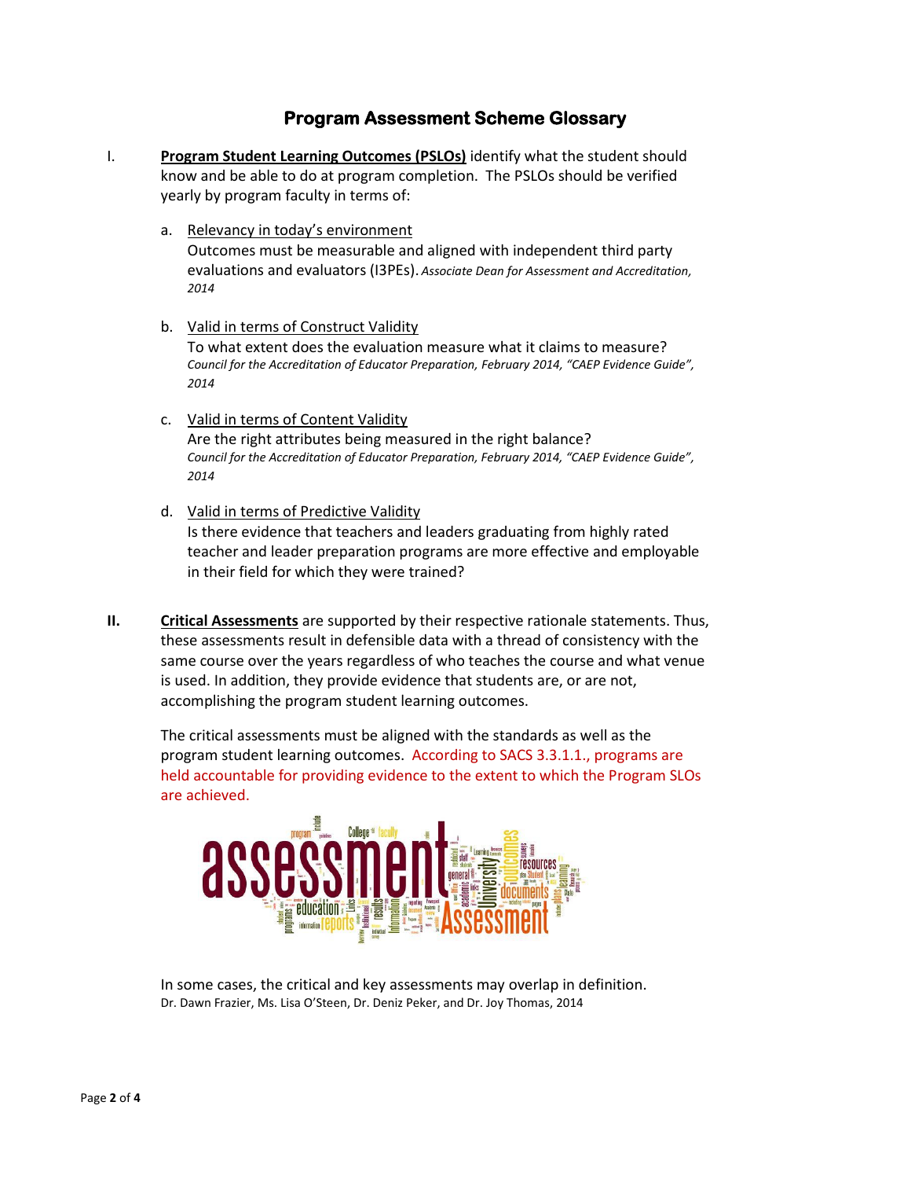# Program Assessment Scheme Glossary

I. **Program Student Learning Outcomes (PSLOs)** identify what the student should know and be able to do at program completion. The PSLOs should be verified yearly by program faculty in terms of:

   a. Relevancy in today's environment
   Outcomes must be measurable and aligned with independent third party evaluations and evaluators (I3PEs). *Associate Dean for Assessment and Accreditation, 2014*

   b. Valid in terms of Construct Validity
   To what extent does the evaluation measure what it claims to measure? *Council for the Accreditation of Educator Preparation, February 2014, "CAEP Evidence Guide", 2014*

   c. Valid in terms of Content Validity
   Are the right attributes being measured in the right balance? *Council for the Accreditation of Educator Preparation, February 2014, "CAEP Evidence Guide", 2014*

   d. Valid in terms of Predictive Validity
   Is there evidence that teachers and leaders graduating from highly rated teacher and leader preparation programs are more effective and employable in their field for which they were trained?

**II.** **Critical Assessments** are supported by their respective rationale statements. Thus, these assessments result in defensible data with a thread of consistency with the same course over the years regardless of who teaches the course and what venue is used. In addition, they provide evidence that students are, or are not, accomplishing the program student learning outcomes.

The critical assessments must be aligned with the standards as well as the program student learning outcomes. According to SACS 3.3.1.1., programs are held accountable for providing evidence to the extent to which the Program SLOs are achieved.

In some cases, the critical and key assessments may overlap in definition.
Dr. Dawn Frazier, Ms. Lisa O'Steen, Dr. Deniz Peker, and Dr. Joy Thomas, 2014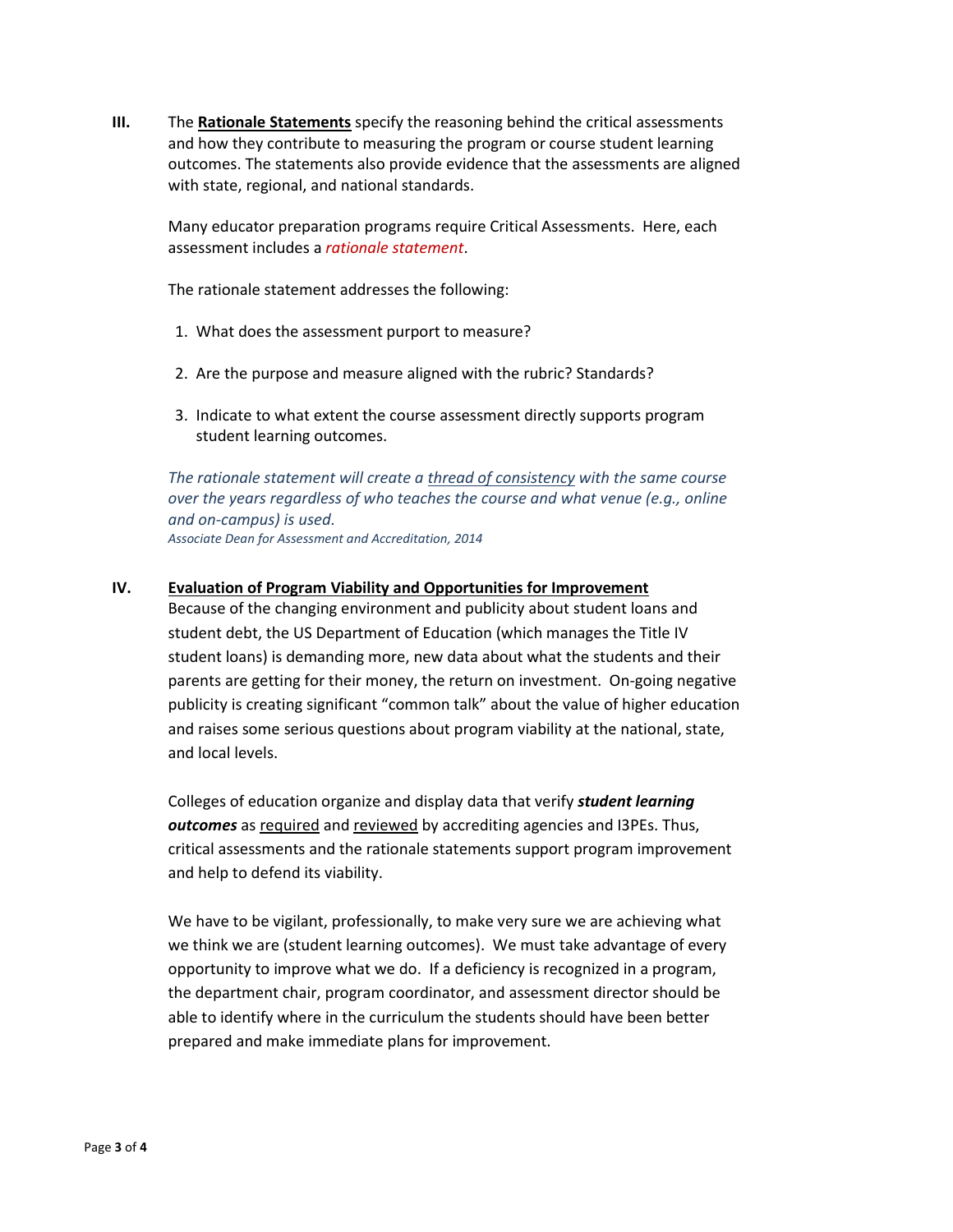**III.** The **Rationale Statements** specify the reasoning behind the critical assessments and how they contribute to measuring the program or course student learning outcomes. The statements also provide evidence that the assessments are aligned with state, regional, and national standards.

Many educator preparation programs require Critical Assessments. Here, each assessment includes a *rationale statement*.

The rationale statement addresses the following:

1. What does the assessment purport to measure?

2. Are the purpose and measure aligned with the rubric? Standards?

3. Indicate to what extent the course assessment directly supports program student learning outcomes.

*The rationale statement will create a thread of consistency with the same course over the years regardless of who teaches the course and what venue (e.g., online and on-campus) is used.*
*Associate Dean for Assessment and Accreditation, 2014*

**IV.** **Evaluation of Program Viability and Opportunities for Improvement**

Because of the changing environment and publicity about student loans and student debt, the US Department of Education (which manages the Title IV student loans) is demanding more, new data about what the students and their parents are getting for their money, the return on investment. On-going negative publicity is creating significant "common talk" about the value of higher education and raises some serious questions about program viability at the national, state, and local levels.

Colleges of education organize and display data that verify ***student learning outcomes*** as required and reviewed by accrediting agencies and I3PEs. Thus, critical assessments and the rationale statements support program improvement and help to defend its viability.

We have to be vigilant, professionally, to make very sure we are achieving what we think we are (student learning outcomes). We must take advantage of every opportunity to improve what we do. If a deficiency is recognized in a program, the department chair, program coordinator, and assessment director should be able to identify where in the curriculum the students should have been better prepared and make immediate plans for improvement.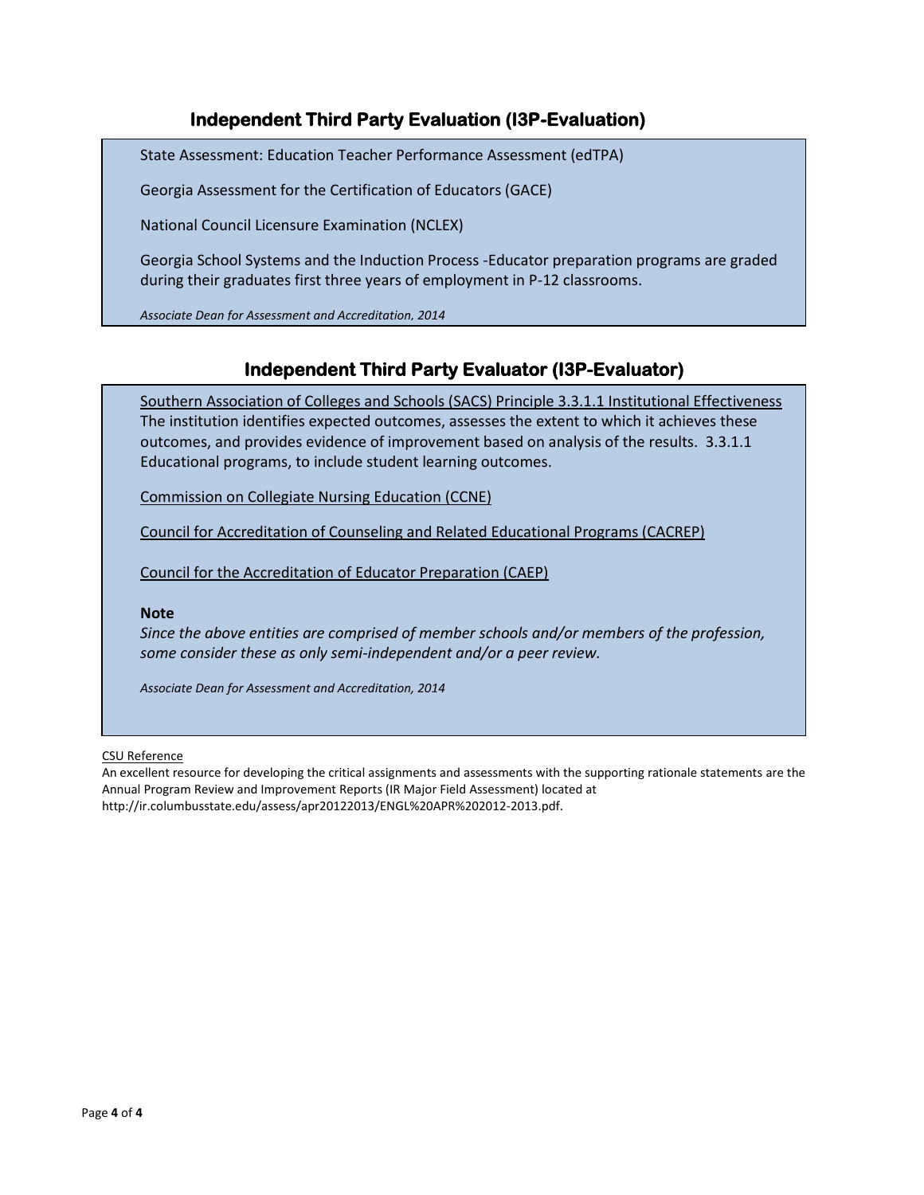## Independent Third Party Evaluation (I3P-Evaluation)

State Assessment: Education Teacher Performance Assessment (edTPA)

Georgia Assessment for the Certification of Educators (GACE)

National Council Licensure Examination (NCLEX)

Georgia School Systems and the Induction Process -Educator preparation programs are graded during their graduates first three years of employment in P-12 classrooms.

*Associate Dean for Assessment and Accreditation, 2014*

## Independent Third Party Evaluator (I3P-Evaluator)

Southern Association of Colleges and Schools (SACS) Principle 3.3.1.1 Institutional Effectiveness The institution identifies expected outcomes, assesses the extent to which it achieves these outcomes, and provides evidence of improvement based on analysis of the results. 3.3.1.1 Educational programs, to include student learning outcomes.

Commission on Collegiate Nursing Education (CCNE)

Council for Accreditation of Counseling and Related Educational Programs (CACREP)

Council for the Accreditation of Educator Preparation (CAEP)

**Note**

*Since the above entities are comprised of member schools and/or members of the profession, some consider these as only semi-independent and/or a peer review.*

*Associate Dean for Assessment and Accreditation, 2014*

CSU Reference

An excellent resource for developing the critical assignments and assessments with the supporting rationale statements are the Annual Program Review and Improvement Reports (IR Major Field Assessment) located at http://ir.columbusstate.edu/assess/apr20122013/ENGL%20APR%202012-2013.pdf.